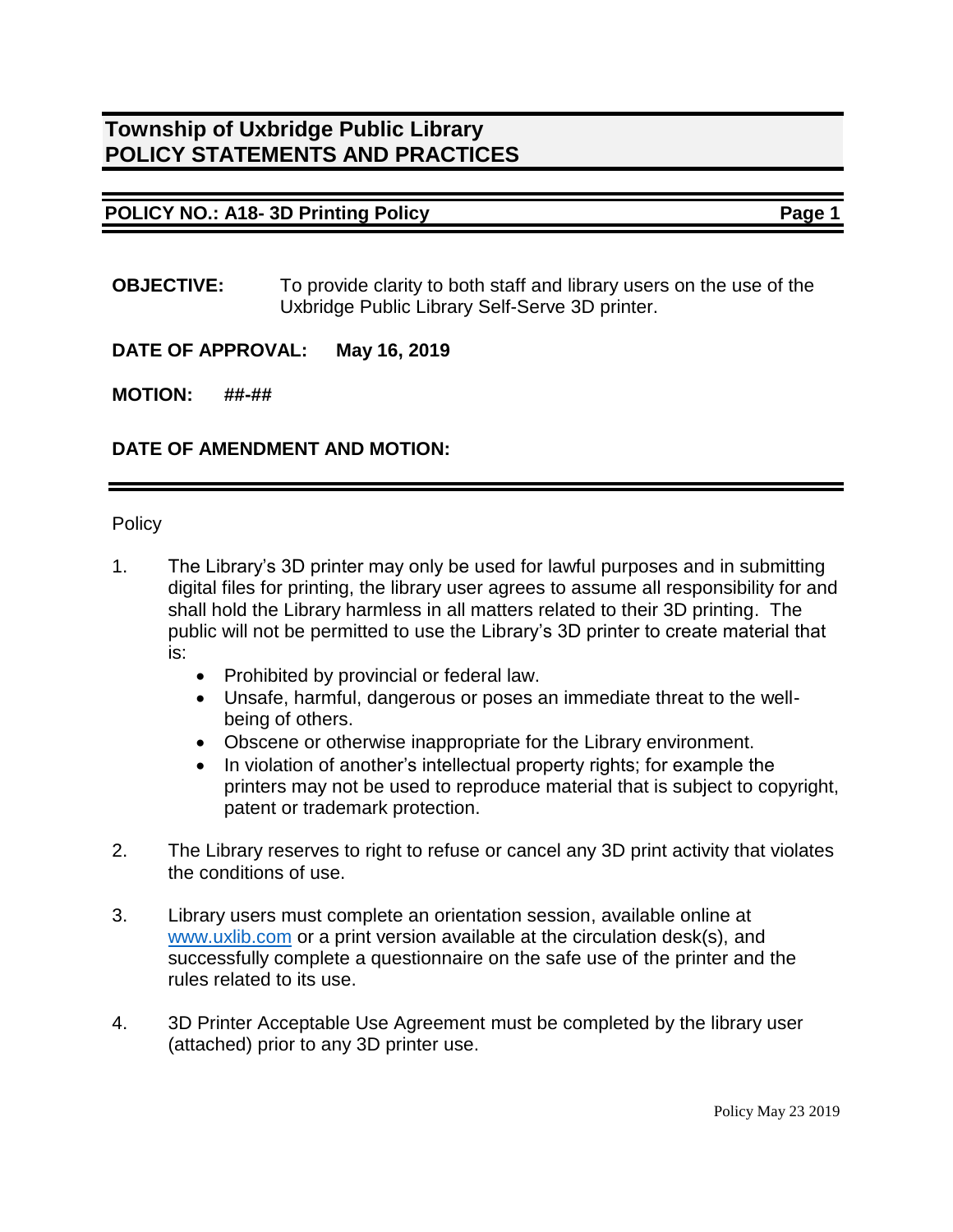# Township of Uxbridge Public Library
# POLICY STATEMENTS AND PRACTICES

## POLICY NO.: A18- 3D Printing Policy

**OBJECTIVE:** To provide clarity to both staff and library users on the use of the Uxbridge Public Library Self-Serve 3D printer.

**DATE OF APPROVAL:** **May 16, 2019**

**MOTION:** **##-##**

**DATE OF AMENDMENT AND MOTION:**

---

Policy

1. The Library's 3D printer may only be used for lawful purposes and in submitting digital files for printing, the library user agrees to assume all responsibility for and shall hold the Library harmless in all matters related to their 3D printing. The public will not be permitted to use the Library's 3D printer to create material that is:
   - Prohibited by provincial or federal law.
   - Unsafe, harmful, dangerous or poses an immediate threat to the well-being of others.
   - Obscene or otherwise inappropriate for the Library environment.
   - In violation of another's intellectual property rights; for example the printers may not be used to reproduce material that is subject to copyright, patent or trademark protection.

2. The Library reserves to right to refuse or cancel any 3D print activity that violates the conditions of use.

3. Library users must complete an orientation session, available online at [www.uxlib.com](http://www.uxlib.com) or a print version available at the circulation desk(s), and successfully complete a questionnaire on the safe use of the printer and the rules related to its use.

4. 3D Printer Acceptable Use Agreement must be completed by the library user (attached) prior to any 3D printer use.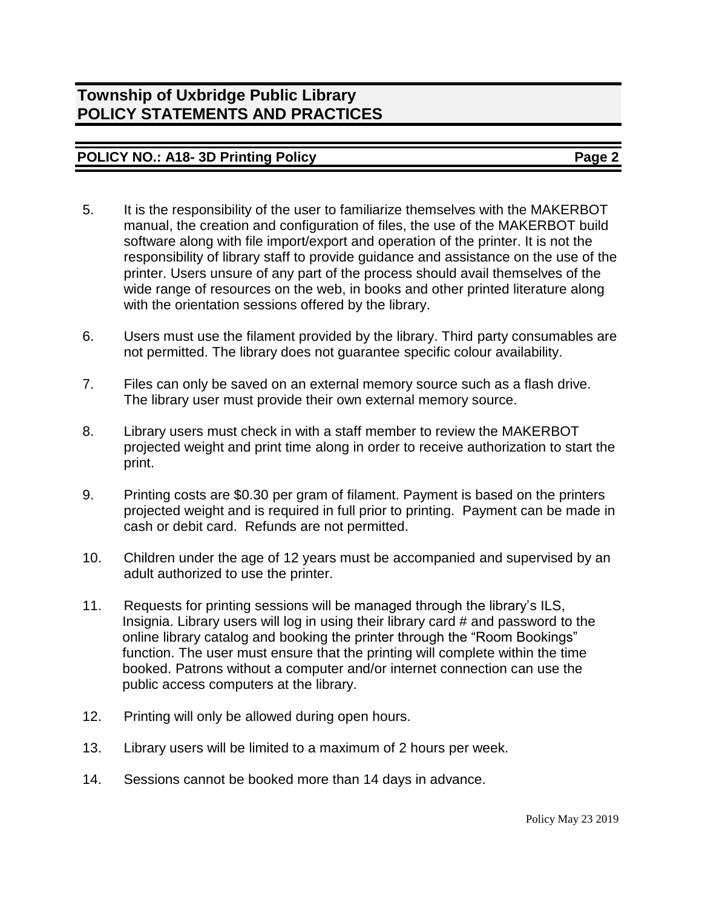5. It is the responsibility of the user to familiarize themselves with the MAKERBOT manual, the creation and configuration of files, the use of the MAKERBOT build software along with file import/export and operation of the printer. It is not the responsibility of library staff to provide guidance and assistance on the use of the printer. Users unsure of any part of the process should avail themselves of the wide range of resources on the web, in books and other printed literature along with the orientation sessions offered by the library.

6. Users must use the filament provided by the library. Third party consumables are not permitted. The library does not guarantee specific colour availability.

7. Files can only be saved on an external memory source such as a flash drive. The library user must provide their own external memory source.

8. Library users must check in with a staff member to review the MAKERBOT projected weight and print time along in order to receive authorization to start the print.

9. Printing costs are $0.30 per gram of filament. Payment is based on the printers projected weight and is required in full prior to printing. Payment can be made in cash or debit card. Refunds are not permitted.

10. Children under the age of 12 years must be accompanied and supervised by an adult authorized to use the printer.

11. Requests for printing sessions will be managed through the library's ILS, Insignia. Library users will log in using their library card # and password to the online library catalog and booking the printer through the "Room Bookings" function. The user must ensure that the printing will complete within the time booked. Patrons without a computer and/or internet connection can use the public access computers at the library.

12. Printing will only be allowed during open hours.

13. Library users will be limited to a maximum of 2 hours per week.

14. Sessions cannot be booked more than 14 days in advance.

Policy May 23 2019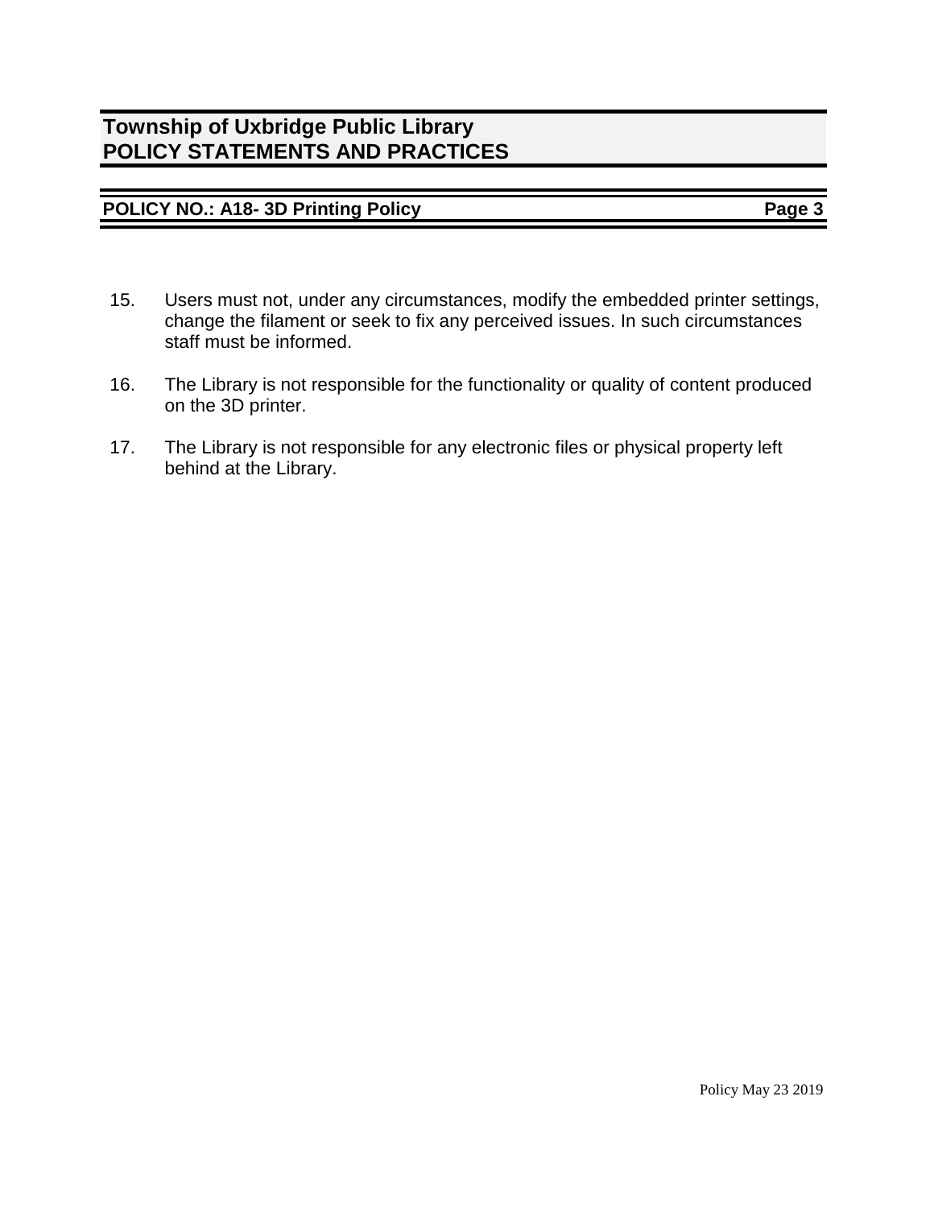15. Users must not, under any circumstances, modify the embedded printer settings, change the filament or seek to fix any perceived issues. In such circumstances staff must be informed.

16. The Library is not responsible for the functionality or quality of content produced on the 3D printer.

17. The Library is not responsible for any electronic files or physical property left behind at the Library.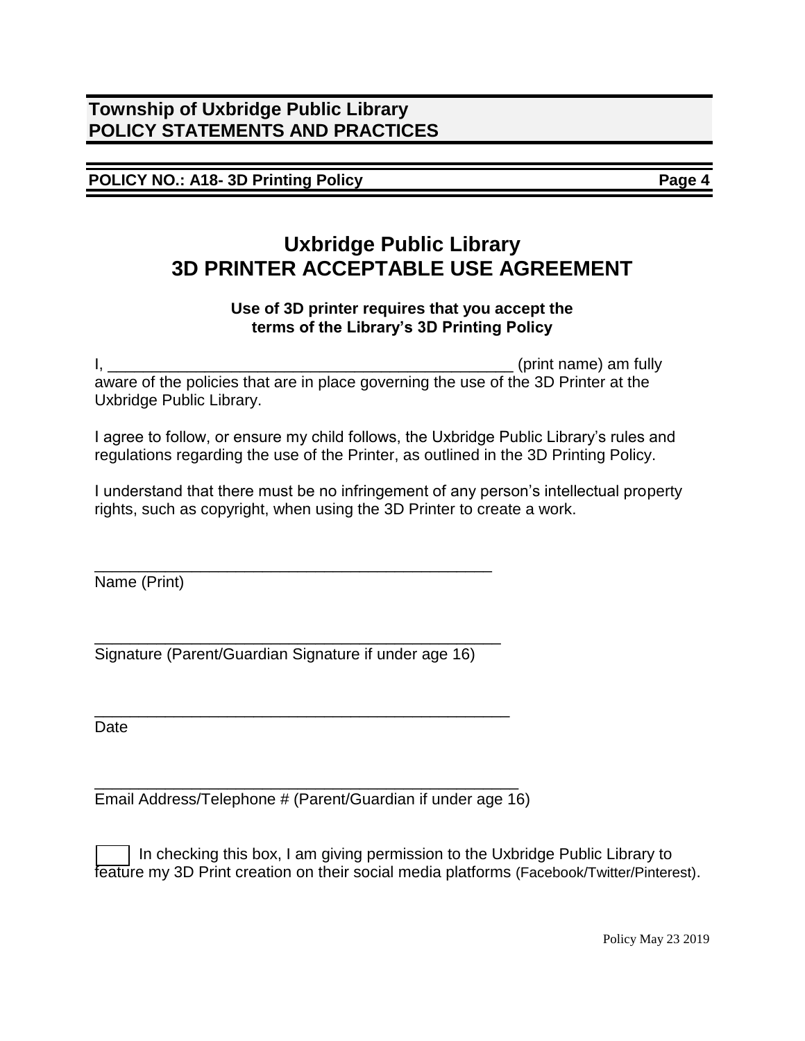# Uxbridge Public Library
# 3D PRINTER ACCEPTABLE USE AGREEMENT

**Use of 3D printer requires that you accept the terms of the Library's 3D Printing Policy**

I, _______________________________________________ (print name) am fully aware of the policies that are in place governing the use of the 3D Printer at the Uxbridge Public Library.

I agree to follow, or ensure my child follows, the Uxbridge Public Library's rules and regulations regarding the use of the Printer, as outlined in the 3D Printing Policy.

I understand that there must be no infringement of any person's intellectual property rights, such as copyright, when using the 3D Printer to create a work.

_______________________________________________
Name (Print)

_______________________________________________
Signature (Parent/Guardian Signature if under age 16)

_______________________________________________
Date

_______________________________________________
Email Address/Telephone # (Parent/Guardian if under age 16)

☐ In checking this box, I am giving permission to the Uxbridge Public Library to feature my 3D Print creation on their social media platforms (Facebook/Twitter/Pinterest).

Policy May 23 2019